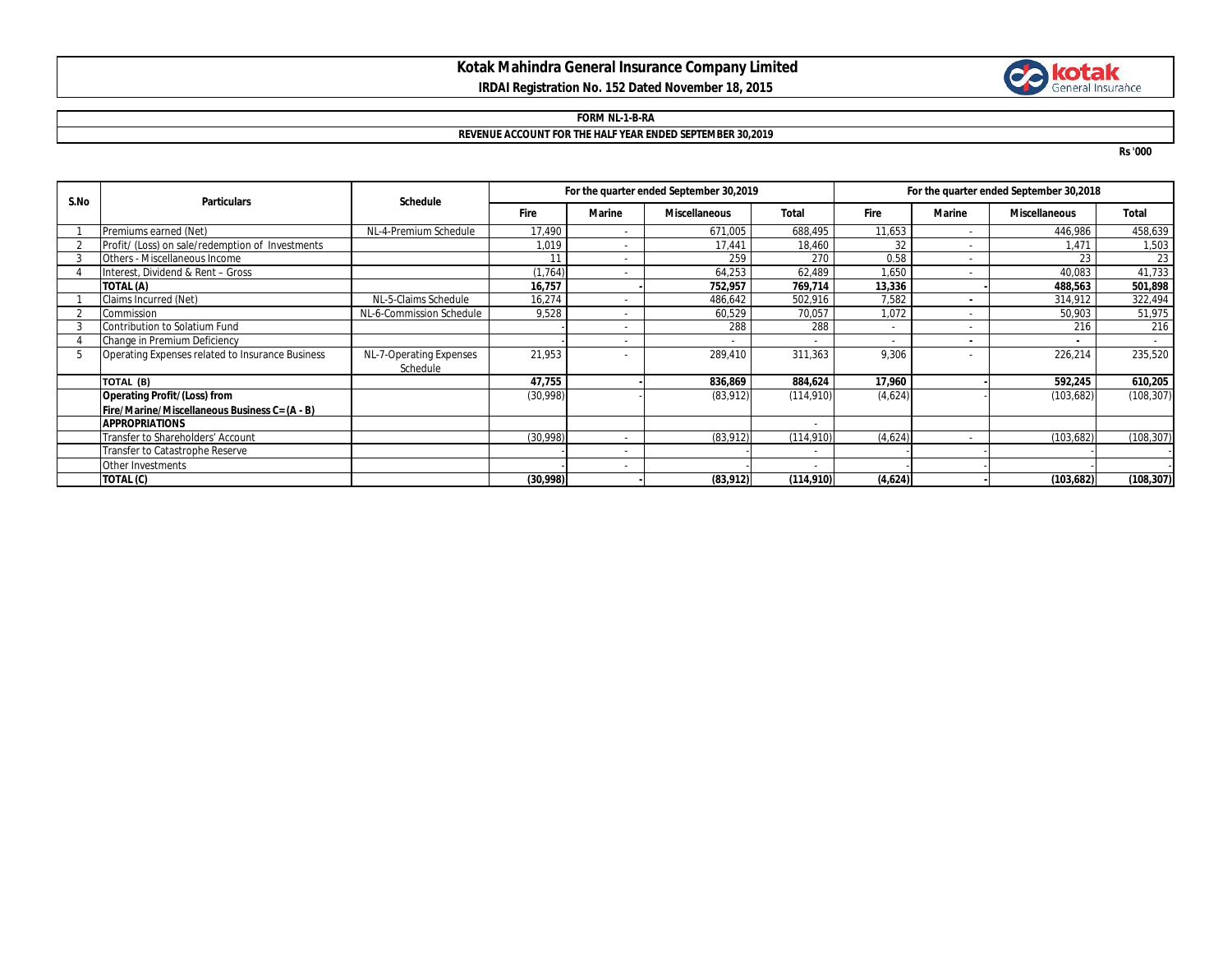# Kotak Mahindra General Insurance Company Limited

**IRDAI Registration No. 152 Dated November 18, 2015**

**FORM NL-1-B-RA**

**REVENUE ACCOUNT FOR THE HALF YEAR ENDED SEPTEMBER 30,2019**

Rs '000

| S.No | Particulars | Schedule | For the quarter ended September 30,2019 | | | | For the quarter ended September 30,2018 | | | |
|---|---|---|---|---|---|---|---|---|---|---|
| | | | Fire | Marine | Miscellaneous | Total | Fire | Marine | Miscellaneous | Total |
| 1 | Premiums earned (Net) | NL-4-Premium Schedule | 17,490 | - | 671,005 | 688,495 | 11,653 | - | 446,986 | 458,639 |
| 2 | Profit/ (Loss) on sale/redemption of Investments | | 1,019 | - | 17,441 | 18,460 | 32 | - | 1,471 | 1,503 |
| 3 | Others - Miscellaneous Income | | 11 | - | 259 | 270 | 0.58 | - | 23 | 23 |
| 4 | Interest, Dividend & Rent – Gross | | (1,764) | - | 64,253 | 62,489 | 1,650 | - | 40,083 | 41,733 |
| | **TOTAL (A)** | | **16,757** | **-** | **752,957** | **769,714** | **13,336** | **-** | **488,563** | **501,898** |
| 1 | Claims Incurred (Net) | NL-5-Claims Schedule | 16,274 | - | 486,642 | 502,916 | 7,582 | - | 314,912 | 322,494 |
| 2 | Commission | NL-6-Commission Schedule | 9,528 | - | 60,529 | 70,057 | 1,072 | - | 50,903 | 51,975 |
| 3 | Contribution to Solatium Fund | | - | - | 288 | 288 | - | - | 216 | 216 |
| 4 | Change in Premium Deficiency | | - | - | - | - | - | - | - | - |
| 5 | Operating Expenses related to Insurance Business | NL-7-Operating Expenses Schedule | 21,953 | - | 289,410 | 311,363 | 9,306 | - | 226,214 | 235,520 |
| | **TOTAL (B)** | | **47,755** | **-** | **836,869** | **884,624** | **17,960** | **-** | **592,245** | **610,205** |
| | **Operating Profit/(Loss) from Fire/Marine/Miscellaneous Business C= (A - B)** | | (30,998) | - | (83,912) | (114,910) | (4,624) | - | (103,682) | (108,307) |
| | **APPROPRIATIONS** | | | | | - | | | | |
| | Transfer to Shareholders' Account | | (30,998) | - | (83,912) | (114,910) | (4,624) | - | (103,682) | (108,307) |
| | Transfer to Catastrophe Reserve | | - | - | - | - | - | - | - | - |
| | Other Investments | | - | - | - | - | - | - | - | - |
| | **TOTAL (C)** | | **(30,998)** | **-** | **(83,912)** | **(114,910)** | **(4,624)** | **-** | **(103,682)** | **(108,307)** |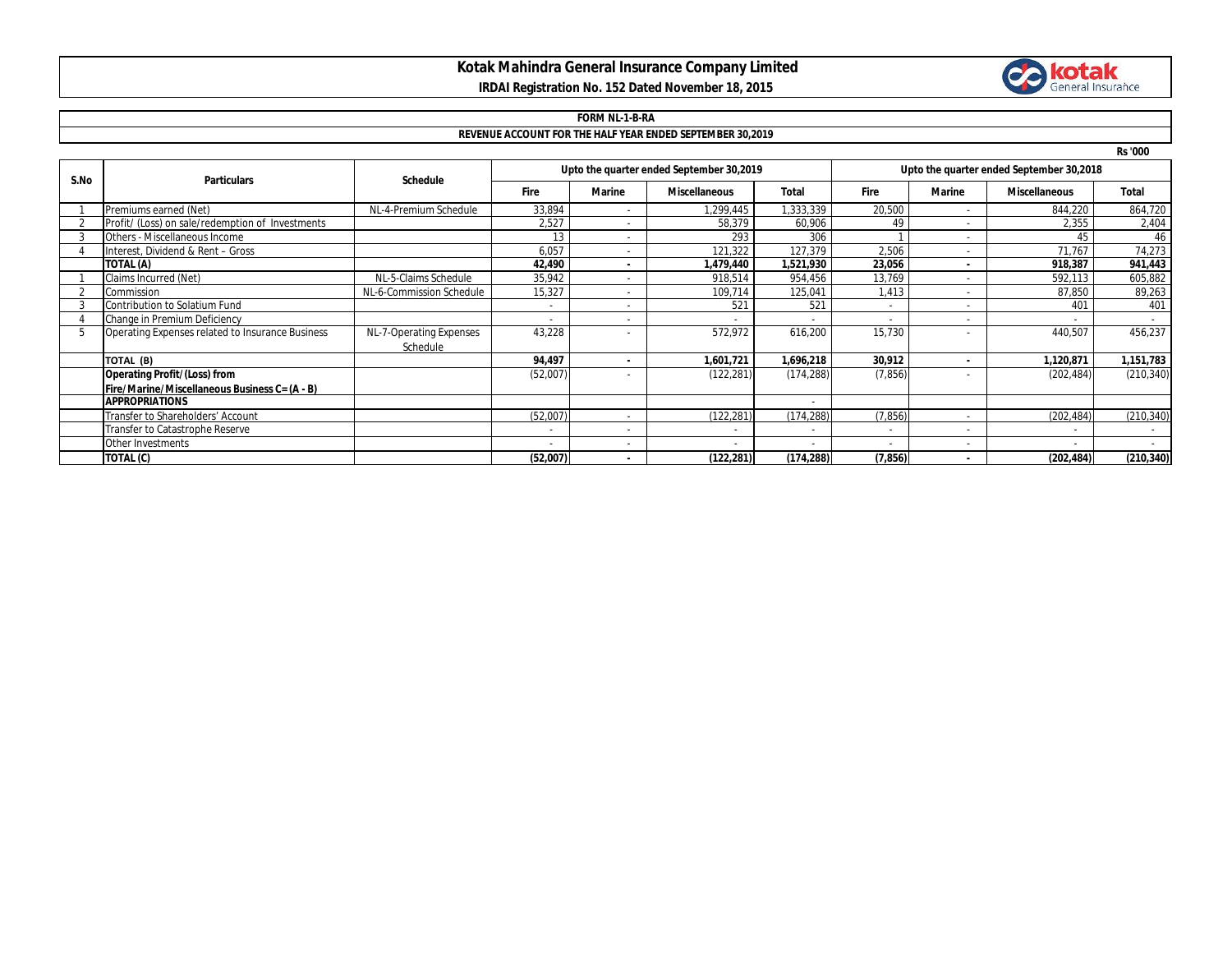# Kotak Mahindra General Insurance Company Limited

**IRDAI Registration No. 152 Dated November 18, 2015**

**FORM NL-1-B-RA**

**REVENUE ACCOUNT FOR THE HALF YEAR ENDED SEPTEMBER 30,2019**

Rs '000

| S.No | Particulars | Schedule | Upto the quarter ended September 30,2019 | | | | Upto the quarter ended September 30,2018 | | | |
|---|---|---|---|---|---|---|---|---|---|---|
| | | | Fire | Marine | Miscellaneous | Total | Fire | Marine | Miscellaneous | Total |
| 1 | Premiums earned (Net) | NL-4-Premium Schedule | 33,894 | - | 1,299,445 | 1,333,339 | 20,500 | - | 844,220 | 864,720 |
| 2 | Profit/ (Loss) on sale/redemption of Investments | | 2,527 | - | 58,379 | 60,906 | 49 | - | 2,355 | 2,404 |
| 3 | Others - Miscellaneous Income | | 13 | - | 293 | 306 | 1 | - | 45 | 46 |
| 4 | Interest, Dividend & Rent – Gross | | 6,057 | - | 121,322 | 127,379 | 2,506 | - | 71,767 | 74,273 |
| | **TOTAL (A)** | | **42,490** | **-** | **1,479,440** | **1,521,930** | **23,056** | **-** | **918,387** | **941,443** |
| 1 | Claims Incurred (Net) | NL-5-Claims Schedule | 35,942 | - | 918,514 | 954,456 | 13,769 | - | 592,113 | 605,882 |
| 2 | Commission | NL-6-Commission Schedule | 15,327 | - | 109,714 | 125,041 | 1,413 | - | 87,850 | 89,263 |
| 3 | Contribution to Solatium Fund | | - | - | 521 | 521 | - | - | 401 | 401 |
| 4 | Change in Premium Deficiency | | - | - | - | - | - | - | - | - |
| 5 | Operating Expenses related to Insurance Business | NL-7-Operating Expenses Schedule | 43,228 | - | 572,972 | 616,200 | 15,730 | - | 440,507 | 456,237 |
| | **TOTAL (B)** | | **94,497** | **-** | **1,601,721** | **1,696,218** | **30,912** | **-** | **1,120,871** | **1,151,783** |
| | **Operating Profit/(Loss) from Fire/Marine/Miscellaneous Business C= (A - B)** | | (52,007) | - | (122,281) | (174,288) | (7,856) | - | (202,484) | (210,340) |
| | **APPROPRIATIONS** | | | | | - | | | | |
| | Transfer to Shareholders' Account | | (52,007) | - | (122,281) | (174,288) | (7,856) | - | (202,484) | (210,340) |
| | Transfer to Catastrophe Reserve | | - | - | - | - | - | - | - | - |
| | Other Investments | | - | - | - | - | - | - | - | - |
| | **TOTAL (C)** | | **(52,007)** | **-** | **(122,281)** | **(174,288)** | **(7,856)** | **-** | **(202,484)** | **(210,340)** |